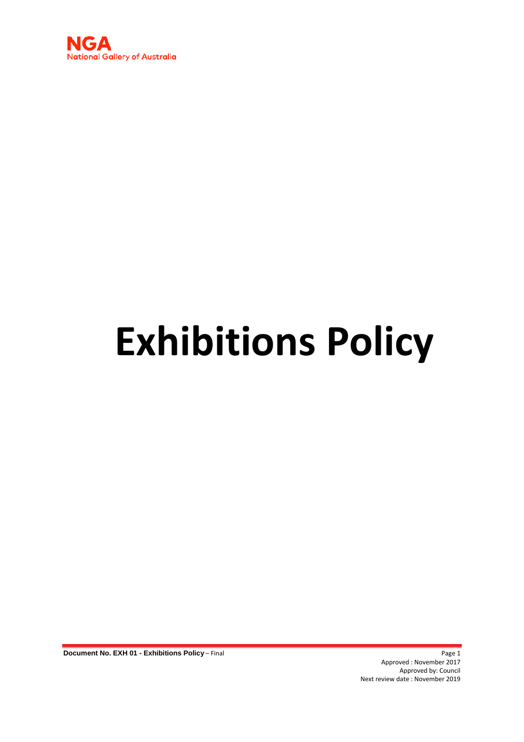NGA
National Gallery of Australia

# Exhibitions Policy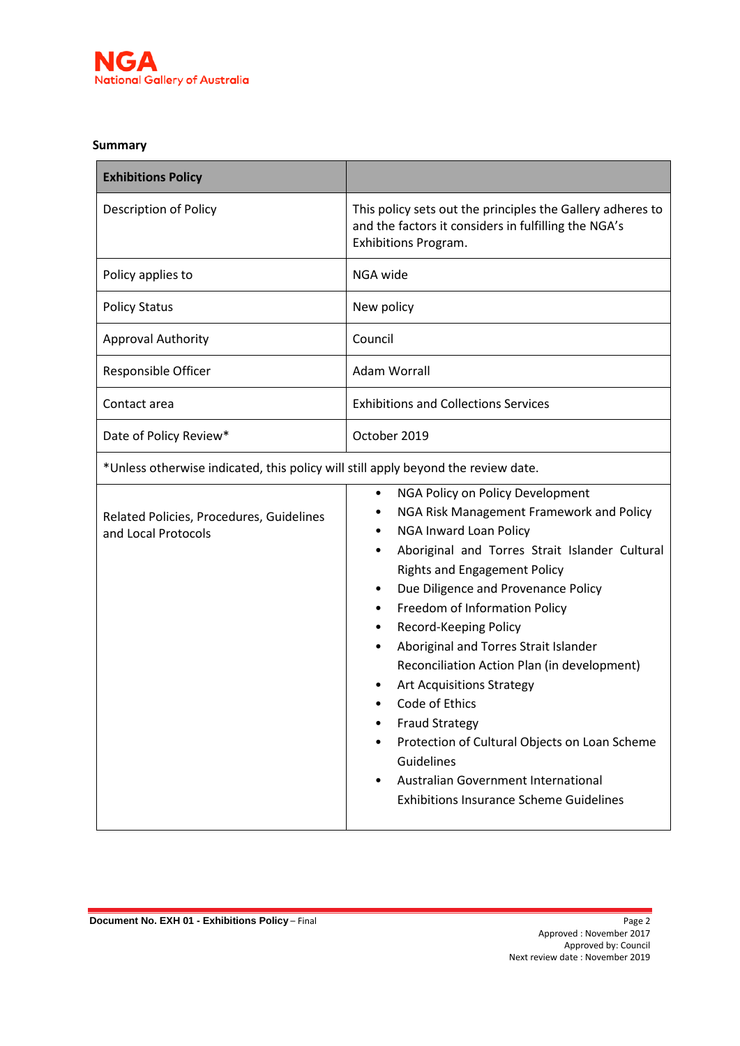**Summary**

| **Exhibitions Policy** | |
|---|---|
| Description of Policy | This policy sets out the principles the Gallery adheres to and the factors it considers in fulfilling the NGA's Exhibitions Program. |
| Policy applies to | NGA wide |
| Policy Status | New policy |
| Approval Authority | Council |
| Responsible Officer | Adam Worrall |
| Contact area | Exhibitions and Collections Services |
| Date of Policy Review* | October 2019 |
| *Unless otherwise indicated, this policy will still apply beyond the review date. | |
| Related Policies, Procedures, Guidelines and Local Protocols | • NGA Policy on Policy Development<br>• NGA Risk Management Framework and Policy<br>• NGA Inward Loan Policy<br>• Aboriginal and Torres Strait Islander Cultural Rights and Engagement Policy<br>• Due Diligence and Provenance Policy<br>• Freedom of Information Policy<br>• Record-Keeping Policy<br>• Aboriginal and Torres Strait Islander Reconciliation Action Plan (in development)<br>• Art Acquisitions Strategy<br>• Code of Ethics<br>• Fraud Strategy<br>• Protection of Cultural Objects on Loan Scheme Guidelines<br>• Australian Government International Exhibitions Insurance Scheme Guidelines |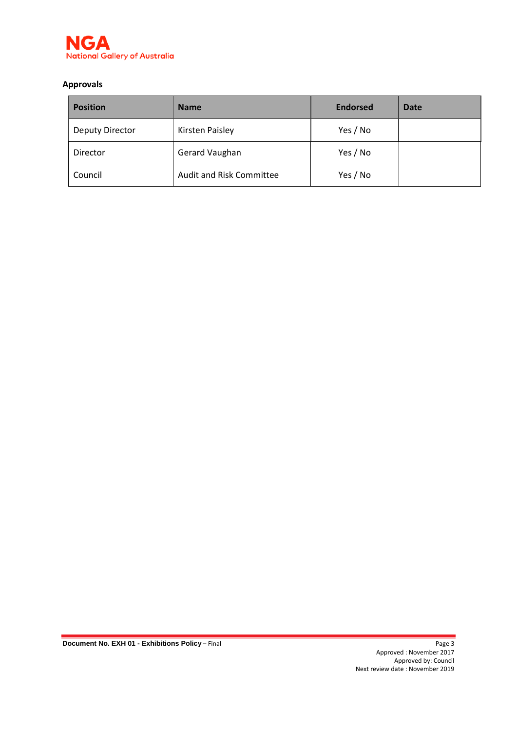**Approvals**

| Position | Name | Endorsed | Date |
|---|---|---|---|
| Deputy Director | Kirsten Paisley | Yes / No | |
| Director | Gerard Vaughan | Yes / No | |
| Council | Audit and Risk Committee | Yes / No | |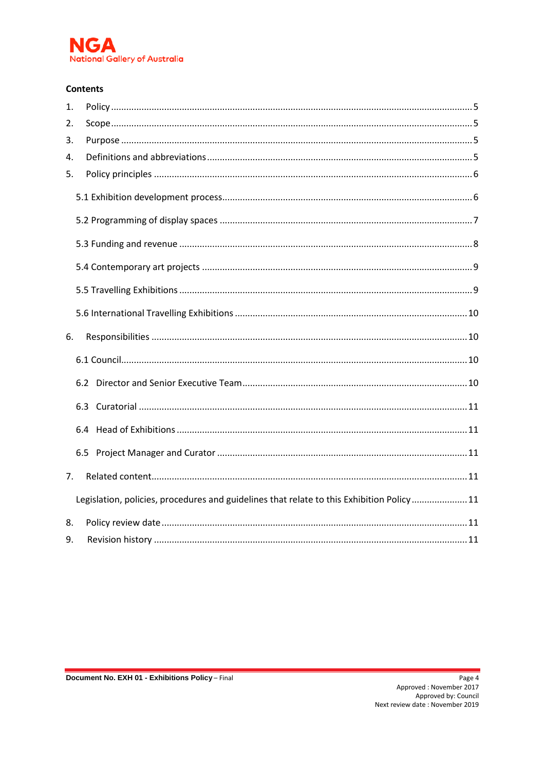**Contents**

1. Policy ........ 5
2. Scope ........ 5
3. Purpose ........ 5
4. Definitions and abbreviations ........ 5
5. Policy principles ........ 6
   - 5.1 Exhibition development process ........ 6
   - 5.2 Programming of display spaces ........ 7
   - 5.3 Funding and revenue ........ 8
   - 5.4 Contemporary art projects ........ 9
   - 5.5 Travelling Exhibitions ........ 9
   - 5.6 International Travelling Exhibitions ........ 10
6. Responsibilities ........ 10
   - 6.1 Council ........ 10
   - 6.2 Director and Senior Executive Team ........ 10
   - 6.3 Curatorial ........ 11
   - 6.4 Head of Exhibitions ........ 11
   - 6.5 Project Manager and Curator ........ 11
7. Related content ........ 11
   - Legislation, policies, procedures and guidelines that relate to this Exhibition Policy ........ 11
8. Policy review date ........ 11
9. Revision history ........ 11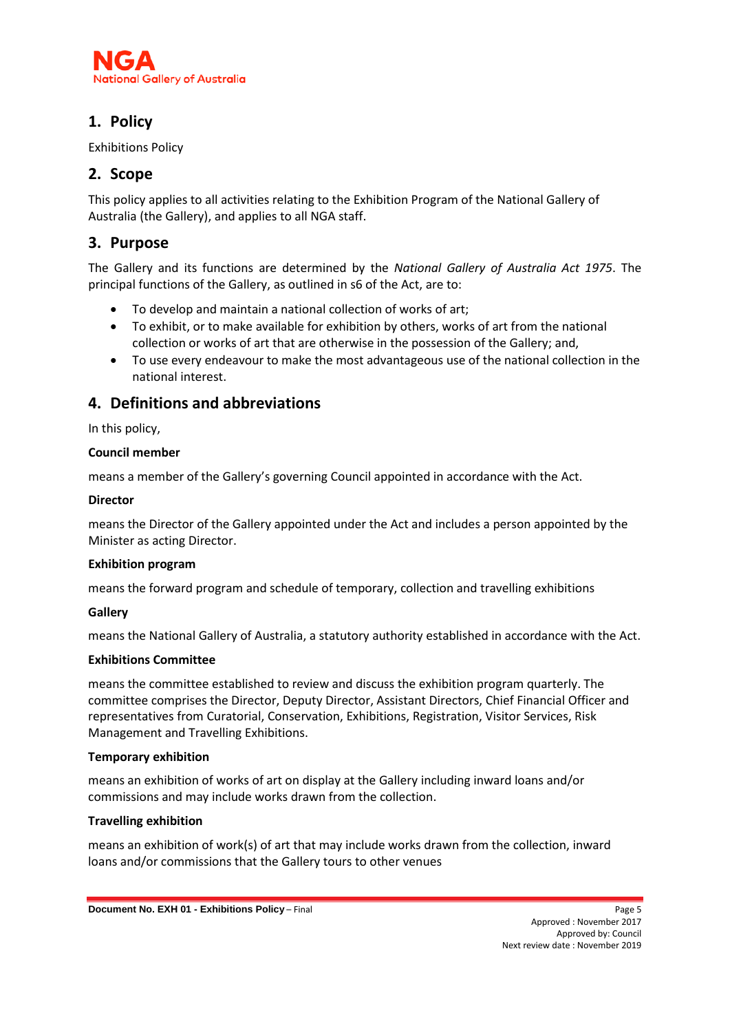## 1. Policy

Exhibitions Policy

## 2. Scope

This policy applies to all activities relating to the Exhibition Program of the National Gallery of Australia (the Gallery), and applies to all NGA staff.

## 3. Purpose

The Gallery and its functions are determined by the *National Gallery of Australia Act 1975*. The principal functions of the Gallery, as outlined in s6 of the Act, are to:

- To develop and maintain a national collection of works of art;
- To exhibit, or to make available for exhibition by others, works of art from the national collection or works of art that are otherwise in the possession of the Gallery; and,
- To use every endeavour to make the most advantageous use of the national collection in the national interest.

## 4. Definitions and abbreviations

In this policy,

**Council member**

means a member of the Gallery's governing Council appointed in accordance with the Act.

**Director**

means the Director of the Gallery appointed under the Act and includes a person appointed by the Minister as acting Director.

**Exhibition program**

means the forward program and schedule of temporary, collection and travelling exhibitions

**Gallery**

means the National Gallery of Australia, a statutory authority established in accordance with the Act.

**Exhibitions Committee**

means the committee established to review and discuss the exhibition program quarterly. The committee comprises the Director, Deputy Director, Assistant Directors, Chief Financial Officer and representatives from Curatorial, Conservation, Exhibitions, Registration, Visitor Services, Risk Management and Travelling Exhibitions.

**Temporary exhibition**

means an exhibition of works of art on display at the Gallery including inward loans and/or commissions and may include works drawn from the collection.

**Travelling exhibition**

means an exhibition of work(s) of art that may include works drawn from the collection, inward loans and/or commissions that the Gallery tours to other venues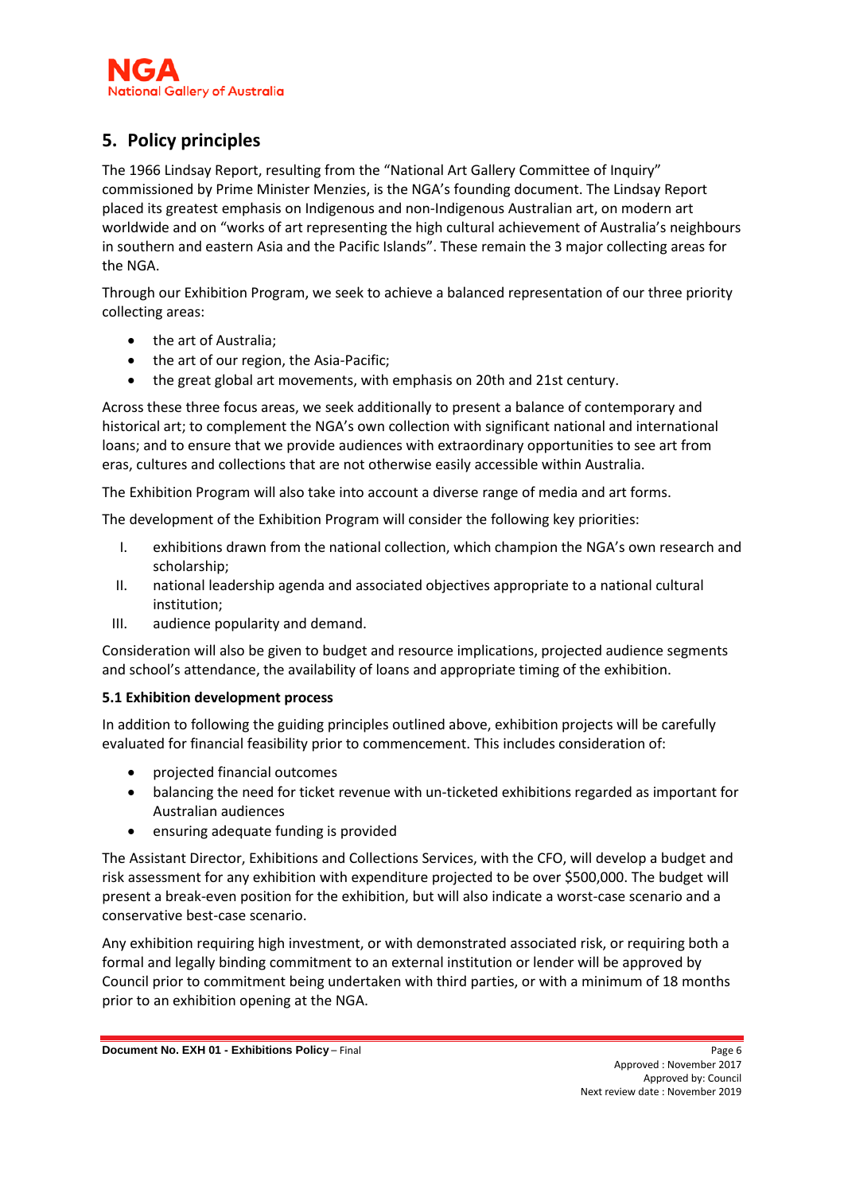## 5. Policy principles

The 1966 Lindsay Report, resulting from the "National Art Gallery Committee of Inquiry" commissioned by Prime Minister Menzies, is the NGA's founding document. The Lindsay Report placed its greatest emphasis on Indigenous and non-Indigenous Australian art, on modern art worldwide and on "works of art representing the high cultural achievement of Australia's neighbours in southern and eastern Asia and the Pacific Islands". These remain the 3 major collecting areas for the NGA.

Through our Exhibition Program, we seek to achieve a balanced representation of our three priority collecting areas:

- the art of Australia;
- the art of our region, the Asia-Pacific;
- the great global art movements, with emphasis on 20th and 21st century.

Across these three focus areas, we seek additionally to present a balance of contemporary and historical art; to complement the NGA's own collection with significant national and international loans; and to ensure that we provide audiences with extraordinary opportunities to see art from eras, cultures and collections that are not otherwise easily accessible within Australia.

The Exhibition Program will also take into account a diverse range of media and art forms.

The development of the Exhibition Program will consider the following key priorities:

I. exhibitions drawn from the national collection, which champion the NGA's own research and scholarship;
II. national leadership agenda and associated objectives appropriate to a national cultural institution;
III. audience popularity and demand.

Consideration will also be given to budget and resource implications, projected audience segments and school's attendance, the availability of loans and appropriate timing of the exhibition.

### 5.1 Exhibition development process

In addition to following the guiding principles outlined above, exhibition projects will be carefully evaluated for financial feasibility prior to commencement. This includes consideration of:

- projected financial outcomes
- balancing the need for ticket revenue with un-ticketed exhibitions regarded as important for Australian audiences
- ensuring adequate funding is provided

The Assistant Director, Exhibitions and Collections Services, with the CFO, will develop a budget and risk assessment for any exhibition with expenditure projected to be over $500,000. The budget will present a break-even position for the exhibition, but will also indicate a worst-case scenario and a conservative best-case scenario.

Any exhibition requiring high investment, or with demonstrated associated risk, or requiring both a formal and legally binding commitment to an external institution or lender will be approved by Council prior to commitment being undertaken with third parties, or with a minimum of 18 months prior to an exhibition opening at the NGA.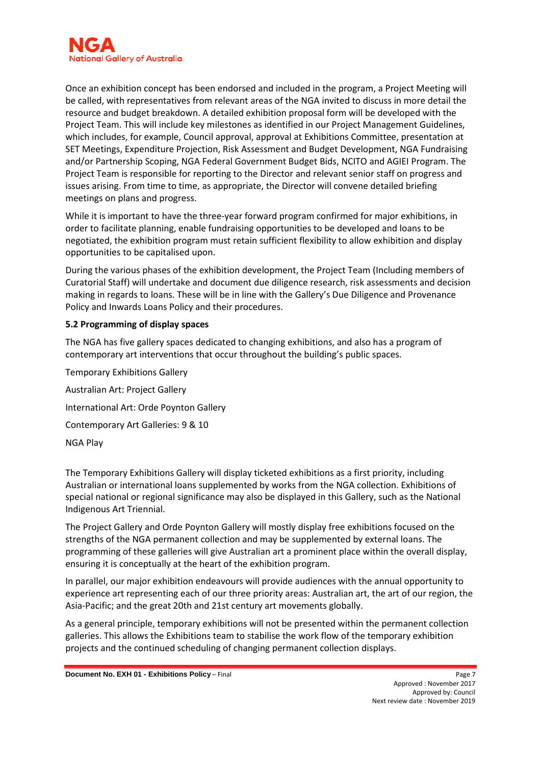Once an exhibition concept has been endorsed and included in the program, a Project Meeting will be called, with representatives from relevant areas of the NGA invited to discuss in more detail the resource and budget breakdown. A detailed exhibition proposal form will be developed with the Project Team. This will include key milestones as identified in our Project Management Guidelines, which includes, for example, Council approval, approval at Exhibitions Committee, presentation at SET Meetings, Expenditure Projection, Risk Assessment and Budget Development, NGA Fundraising and/or Partnership Scoping, NGA Federal Government Budget Bids, NCITO and AGIEI Program. The Project Team is responsible for reporting to the Director and relevant senior staff on progress and issues arising. From time to time, as appropriate, the Director will convene detailed briefing meetings on plans and progress.

While it is important to have the three-year forward program confirmed for major exhibitions, in order to facilitate planning, enable fundraising opportunities to be developed and loans to be negotiated, the exhibition program must retain sufficient flexibility to allow exhibition and display opportunities to be capitalised upon.

During the various phases of the exhibition development, the Project Team (Including members of Curatorial Staff) will undertake and document due diligence research, risk assessments and decision making in regards to loans. These will be in line with the Gallery's Due Diligence and Provenance Policy and Inwards Loans Policy and their procedures.

### 5.2 Programming of display spaces

The NGA has five gallery spaces dedicated to changing exhibitions, and also has a program of contemporary art interventions that occur throughout the building's public spaces.

Temporary Exhibitions Gallery

Australian Art: Project Gallery

International Art: Orde Poynton Gallery

Contemporary Art Galleries: 9 & 10

NGA Play

The Temporary Exhibitions Gallery will display ticketed exhibitions as a first priority, including Australian or international loans supplemented by works from the NGA collection. Exhibitions of special national or regional significance may also be displayed in this Gallery, such as the National Indigenous Art Triennial.

The Project Gallery and Orde Poynton Gallery will mostly display free exhibitions focused on the strengths of the NGA permanent collection and may be supplemented by external loans. The programming of these galleries will give Australian art a prominent place within the overall display, ensuring it is conceptually at the heart of the exhibition program.

In parallel, our major exhibition endeavours will provide audiences with the annual opportunity to experience art representing each of our three priority areas: Australian art, the art of our region, the Asia-Pacific; and the great 20th and 21st century art movements globally.

As a general principle, temporary exhibitions will not be presented within the permanent collection galleries. This allows the Exhibitions team to stabilise the work flow of the temporary exhibition projects and the continued scheduling of changing permanent collection displays.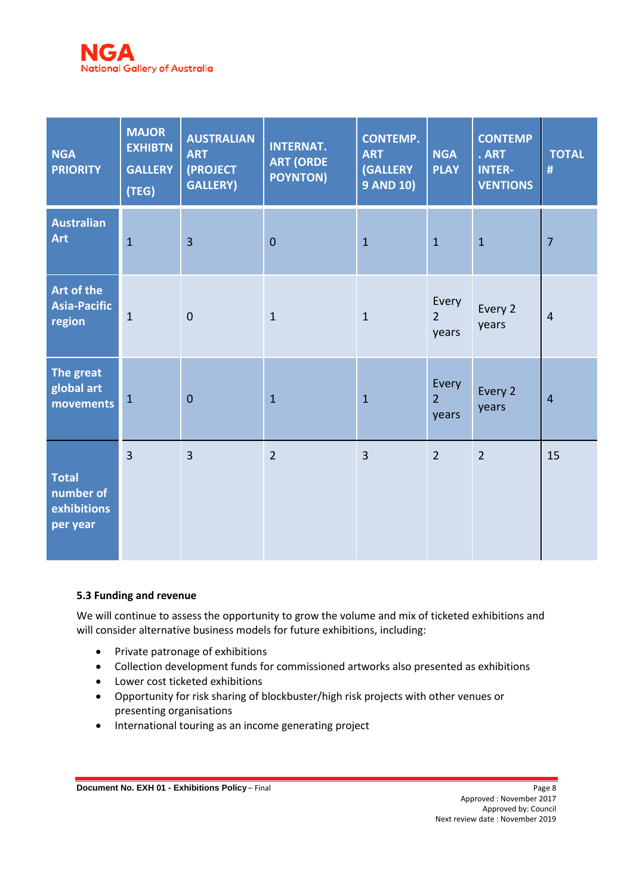| NGA PRIORITY | MAJOR EXHIBTN GALLERY (TEG) | AUSTRALIAN ART (PROJECT GALLERY) | INTERNAT. ART (ORDE POYNTON) | CONTEMP. ART (GALLERY 9 AND 10) | NGA PLAY | CONTEMP. ART INTER-VENTIONS | TOTAL # |
|---|---|---|---|---|---|---|---|
| **Australian Art** | 1 | 3 | 0 | 1 | 1 | 1 | 7 |
| **Art of the Asia-Pacific region** | 1 | 0 | 1 | 1 | Every 2 years | Every 2 years | 4 |
| **The great global art movements** | 1 | 0 | 1 | 1 | Every 2 years | Every 2 years | 4 |
| **Total number of exhibitions per year** | 3 | 3 | 2 | 3 | 2 | 2 | 15 |

**5.3 Funding and revenue**

We will continue to assess the opportunity to grow the volume and mix of ticketed exhibitions and will consider alternative business models for future exhibitions, including:

- Private patronage of exhibitions
- Collection development funds for commissioned artworks also presented as exhibitions
- Lower cost ticketed exhibitions
- Opportunity for risk sharing of blockbuster/high risk projects with other venues or presenting organisations
- International touring as an income generating project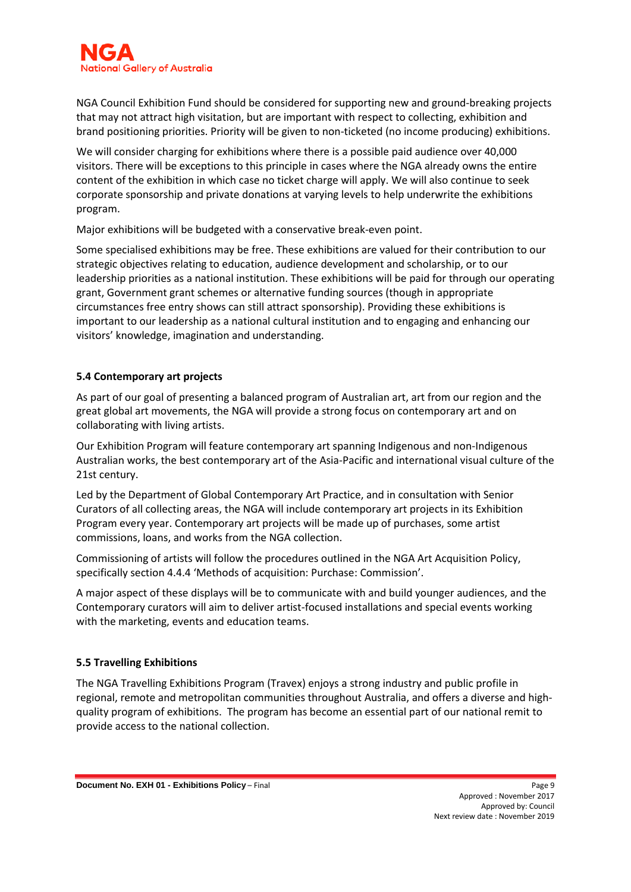NGA Council Exhibition Fund should be considered for supporting new and ground-breaking projects that may not attract high visitation, but are important with respect to collecting, exhibition and brand positioning priorities. Priority will be given to non-ticketed (no income producing) exhibitions.

We will consider charging for exhibitions where there is a possible paid audience over 40,000 visitors. There will be exceptions to this principle in cases where the NGA already owns the entire content of the exhibition in which case no ticket charge will apply. We will also continue to seek corporate sponsorship and private donations at varying levels to help underwrite the exhibitions program.

Major exhibitions will be budgeted with a conservative break-even point.

Some specialised exhibitions may be free. These exhibitions are valued for their contribution to our strategic objectives relating to education, audience development and scholarship, or to our leadership priorities as a national institution. These exhibitions will be paid for through our operating grant, Government grant schemes or alternative funding sources (though in appropriate circumstances free entry shows can still attract sponsorship). Providing these exhibitions is important to our leadership as a national cultural institution and to engaging and enhancing our visitors' knowledge, imagination and understanding.

### 5.4 Contemporary art projects

As part of our goal of presenting a balanced program of Australian art, art from our region and the great global art movements, the NGA will provide a strong focus on contemporary art and on collaborating with living artists.

Our Exhibition Program will feature contemporary art spanning Indigenous and non-Indigenous Australian works, the best contemporary art of the Asia-Pacific and international visual culture of the 21st century.

Led by the Department of Global Contemporary Art Practice, and in consultation with Senior Curators of all collecting areas, the NGA will include contemporary art projects in its Exhibition Program every year. Contemporary art projects will be made up of purchases, some artist commissions, loans, and works from the NGA collection.

Commissioning of artists will follow the procedures outlined in the NGA Art Acquisition Policy, specifically section 4.4.4 'Methods of acquisition: Purchase: Commission'.

A major aspect of these displays will be to communicate with and build younger audiences, and the Contemporary curators will aim to deliver artist-focused installations and special events working with the marketing, events and education teams.

### 5.5 Travelling Exhibitions

The NGA Travelling Exhibitions Program (Travex) enjoys a strong industry and public profile in regional, remote and metropolitan communities throughout Australia, and offers a diverse and high-quality program of exhibitions. The program has become an essential part of our national remit to provide access to the national collection.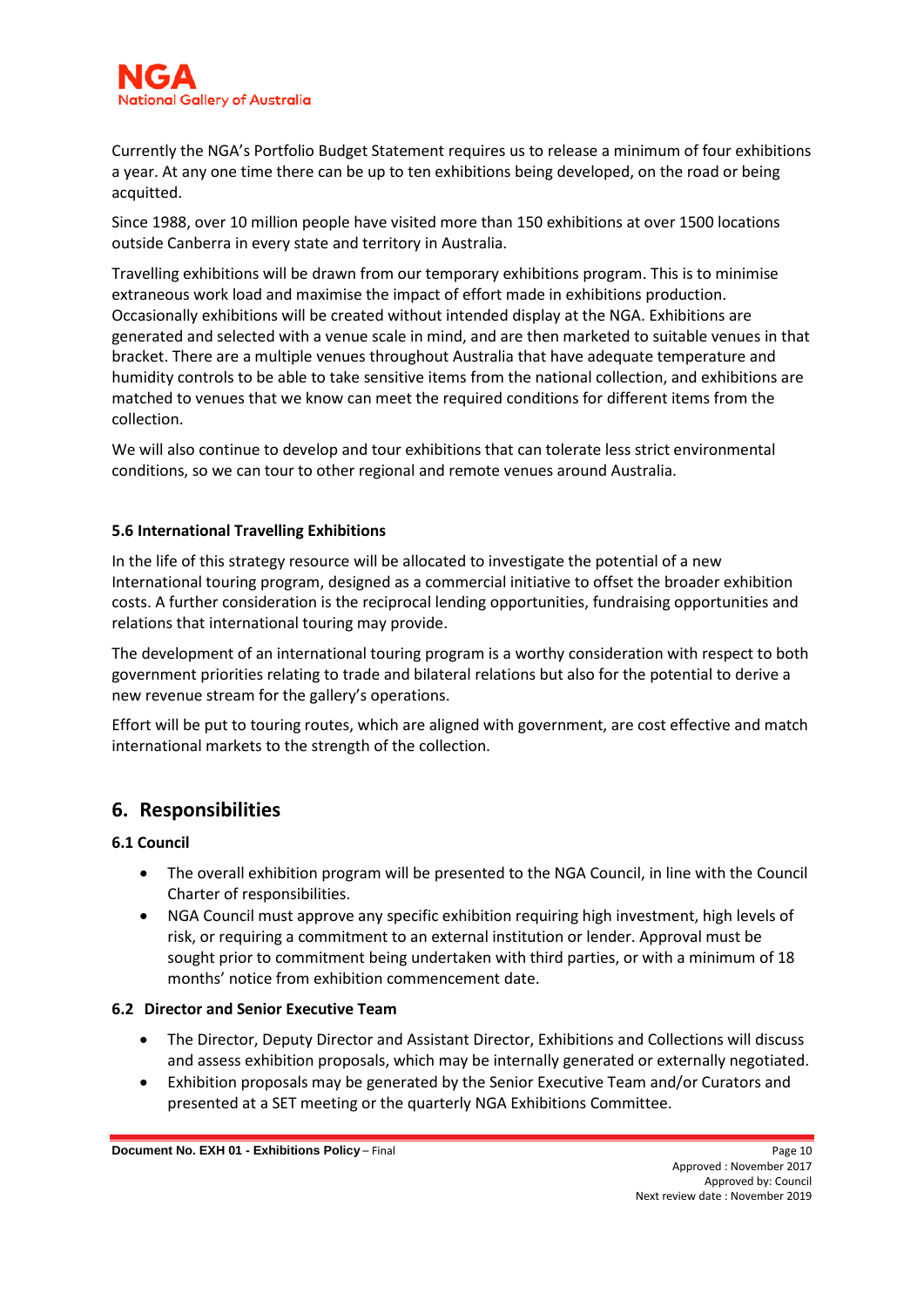Currently the NGA's Portfolio Budget Statement requires us to release a minimum of four exhibitions a year. At any one time there can be up to ten exhibitions being developed, on the road or being acquitted.

Since 1988, over 10 million people have visited more than 150 exhibitions at over 1500 locations outside Canberra in every state and territory in Australia.

Travelling exhibitions will be drawn from our temporary exhibitions program. This is to minimise extraneous work load and maximise the impact of effort made in exhibitions production. Occasionally exhibitions will be created without intended display at the NGA. Exhibitions are generated and selected with a venue scale in mind, and are then marketed to suitable venues in that bracket. There are a multiple venues throughout Australia that have adequate temperature and humidity controls to be able to take sensitive items from the national collection, and exhibitions are matched to venues that we know can meet the required conditions for different items from the collection.

We will also continue to develop and tour exhibitions that can tolerate less strict environmental conditions, so we can tour to other regional and remote venues around Australia.

### 5.6 International Travelling Exhibitions

In the life of this strategy resource will be allocated to investigate the potential of a new International touring program, designed as a commercial initiative to offset the broader exhibition costs. A further consideration is the reciprocal lending opportunities, fundraising opportunities and relations that international touring may provide.

The development of an international touring program is a worthy consideration with respect to both government priorities relating to trade and bilateral relations but also for the potential to derive a new revenue stream for the gallery's operations.

Effort will be put to touring routes, which are aligned with government, are cost effective and match international markets to the strength of the collection.

## 6. Responsibilities

### 6.1 Council

- The overall exhibition program will be presented to the NGA Council, in line with the Council Charter of responsibilities.
- NGA Council must approve any specific exhibition requiring high investment, high levels of risk, or requiring a commitment to an external institution or lender. Approval must be sought prior to commitment being undertaken with third parties, or with a minimum of 18 months' notice from exhibition commencement date.

### 6.2 Director and Senior Executive Team

- The Director, Deputy Director and Assistant Director, Exhibitions and Collections will discuss and assess exhibition proposals, which may be internally generated or externally negotiated.
- Exhibition proposals may be generated by the Senior Executive Team and/or Curators and presented at a SET meeting or the quarterly NGA Exhibitions Committee.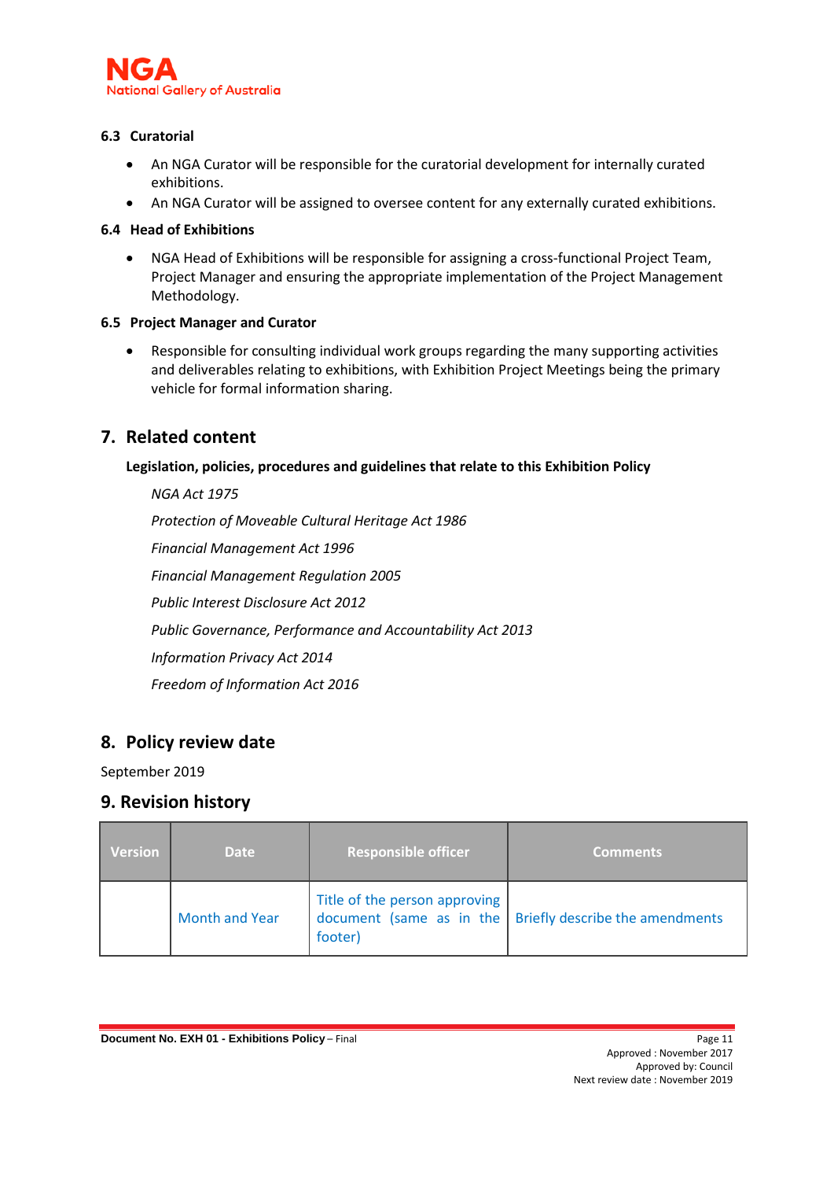### 6.3 Curatorial

- An NGA Curator will be responsible for the curatorial development for internally curated exhibitions.
- An NGA Curator will be assigned to oversee content for any externally curated exhibitions.

### 6.4 Head of Exhibitions

- NGA Head of Exhibitions will be responsible for assigning a cross-functional Project Team, Project Manager and ensuring the appropriate implementation of the Project Management Methodology.

### 6.5 Project Manager and Curator

- Responsible for consulting individual work groups regarding the many supporting activities and deliverables relating to exhibitions, with Exhibition Project Meetings being the primary vehicle for formal information sharing.

## 7. Related content

**Legislation, policies, procedures and guidelines that relate to this Exhibition Policy**

*NGA Act 1975*

*Protection of Moveable Cultural Heritage Act 1986*

*Financial Management Act 1996*

*Financial Management Regulation 2005*

*Public Interest Disclosure Act 2012*

*Public Governance, Performance and Accountability Act 2013*

*Information Privacy Act 2014*

*Freedom of Information Act 2016*

## 8. Policy review date

September 2019

## 9. Revision history

| Version | Date | Responsible officer | Comments |
|---|---|---|---|
| | Month and Year | Title of the person approving document (same as in the footer) | Briefly describe the amendments |